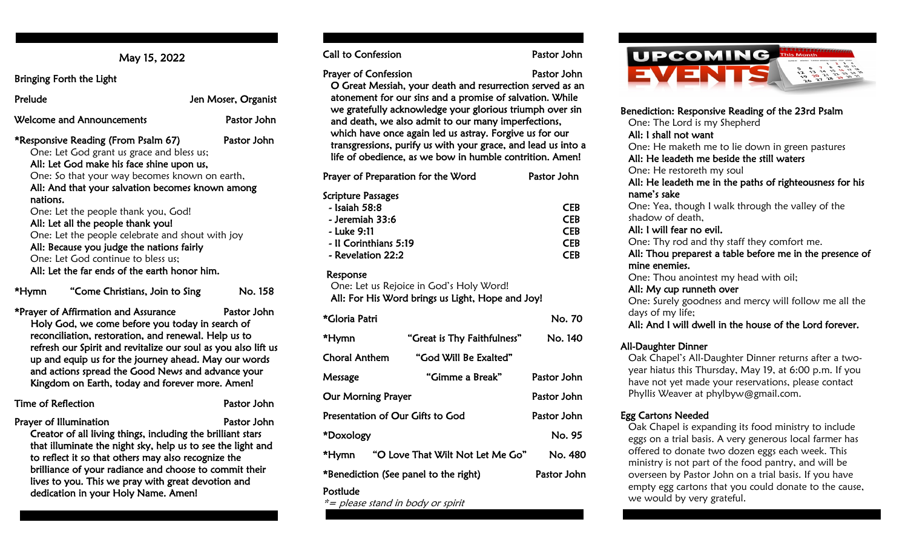## May 15, 2022

Bringing Forth the Light

Prelude — Jen Moser, Organist

Welcome and Announcements — Pastor John

*Responsive Reading (From Psalm 67) — Pastor John

One: Let God grant us grace and bless us;
**All: Let God make his face shine upon us,**
One: So that your way becomes known on earth,
**All: And that your salvation becomes known among nations.**
One: Let the people thank you, God!
**All: Let all the people thank you!**
One: Let the people celebrate and shout with joy
**All: Because you judge the nations fairly**
One: Let God continue to bless us;
**All: Let the far ends of the earth honor him.**

*Hymn — "Come Christians, Join to Sing — No. 158

*Prayer of Affirmation and Assurance — Pastor John

Holy God, we come before you today in search of reconciliation, restoration, and renewal. Help us to refresh our Spirit and revitalize our soul as you also lift us up and equip us for the journey ahead. May our words and actions spread the Good News and advance your Kingdom on Earth, today and forever more. Amen!

Time of Reflection — Pastor John

Prayer of Illumination — Pastor John

Creator of all living things, including the brilliant stars that illuminate the night sky, help us to see the light and to reflect it so that others may also recognize the brilliance of your radiance and choose to commit their lives to you. This we pray with great devotion and dedication in your Holy Name. Amen!

Call to Confession — Pastor John

Prayer of Confession — Pastor John

O Great Messiah, your death and resurrection served as an atonement for our sins and a promise of salvation. While we gratefully acknowledge your glorious triumph over sin and death, we also admit to our many imperfections, which have once again led us astray. Forgive us for our transgressions, purify us with your grace, and lead us into a life of obedience, as we bow in humble contrition. Amen!

Prayer of Preparation for the Word — Pastor John

Scripture Passages
- Isaiah 58:8 — CEB
- Jeremiah 33:6 — CEB
- Luke 9:11 — CEB
- II Corinthians 5:19 — CEB
- Revelation 22:2 — CEB

Response
One: Let us Rejoice in God's Holy Word!
**All: For His Word brings us Light, Hope and Joy!**

*Gloria Patri — No. 70

*Hymn — "Great is Thy Faithfulness" — No. 140

Choral Anthem — "God Will Be Exalted"

Message — "Gimme a Break" — Pastor John

Our Morning Prayer — Pastor John

Presentation of Our Gifts to God — Pastor John

*Doxology — No. 95

*Hymn — "O Love That Wilt Not Let Me Go" — No. 480

*Benediction (See panel to the right) — Pastor John

Postlude

*\*= please stand in body or spirit*

## UPCOMING EVENTS

### Benediction: Responsive Reading of the 23rd Psalm

One: The Lord is my Shepherd
**All: I shall not want**
One: He maketh me to lie down in green pastures
**All: He leadeth me beside the still waters**
One: He restoreth my soul
**All: He leadeth me in the paths of righteousness for his name's sake**
One: Yea, though I walk through the valley of the shadow of death,
**All: I will fear no evil.**
One: Thy rod and thy staff they comfort me.
**All: Thou preparest a table before me in the presence of mine enemies.**
One: Thou anointest my head with oil;
**All: My cup runneth over**
One: Surely goodness and mercy will follow me all the days of my life;
**All: And I will dwell in the house of the Lord forever.**

### All-Daughter Dinner

Oak Chapel's All-Daughter Dinner returns after a two-year hiatus this Thursday, May 19, at 6:00 p.m. If you have not yet made your reservations, please contact Phyllis Weaver at phylbyw@gmail.com.

### Egg Cartons Needed

Oak Chapel is expanding its food ministry to include eggs on a trial basis. A very generous local farmer has offered to donate two dozen eggs each week. This ministry is not part of the food pantry, and will be overseen by Pastor John on a trial basis. If you have empty egg cartons that you could donate to the cause, we would by very grateful.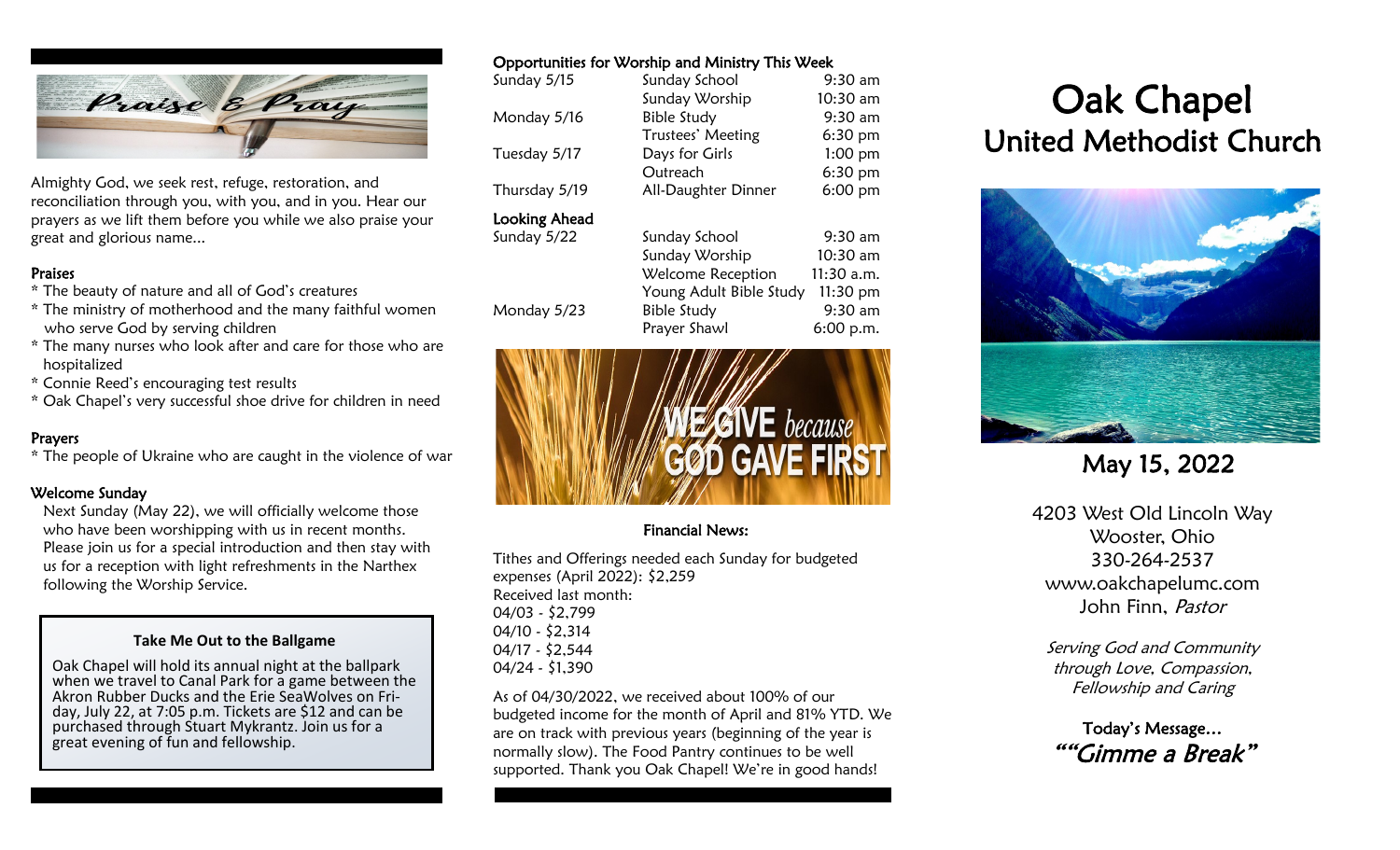Almighty God, we seek rest, refuge, restoration, and reconciliation through you, with you, and in you. Hear our prayers as we lift them before you while we also praise your great and glorious name...

### Praises

* The beauty of nature and all of God's creatures
* The ministry of motherhood and the many faithful women who serve God by serving children
* The many nurses who look after and care for those who are hospitalized
* Connie Reed's encouraging test results
* Oak Chapel's very successful shoe drive for children in need

### Prayers

* The people of Ukraine who are caught in the violence of war

### Welcome Sunday

Next Sunday (May 22), we will officially welcome those who have been worshipping with us in recent months. Please join us for a special introduction and then stay with us for a reception with light refreshments in the Narthex following the Worship Service.

### Take Me Out to the Ballgame

Oak Chapel will hold its annual night at the ballpark when we travel to Canal Park for a game between the Akron Rubber Ducks and the Erie SeaWolves on Friday, July 22, at 7:05 p.m. Tickets are $12 and can be purchased through Stuart Mykrantz. Join us for a great evening of fun and fellowship.

### Opportunities for Worship and Ministry This Week

| | | |
|---|---|---|
| Sunday 5/15 | Sunday School | 9:30 am |
| | Sunday Worship | 10:30 am |
| Monday 5/16 | Bible Study | 9:30 am |
| | Trustees' Meeting | 6:30 pm |
| Tuesday 5/17 | Days for Girls | 1:00 pm |
| | Outreach | 6:30 pm |
| Thursday 5/19 | All-Daughter Dinner | 6:00 pm |

### Looking Ahead

| | | |
|---|---|---|
| Sunday 5/22 | Sunday School | 9:30 am |
| | Sunday Worship | 10:30 am |
| | Welcome Reception | 11:30 a.m. |
| | Young Adult Bible Study | 11:30 pm |
| Monday 5/23 | Bible Study | 9:30 am |
| | Prayer Shawl | 6:00 p.m. |

WE GIVE because GOD GAVE FIRST

### Financial News:

Tithes and Offerings needed each Sunday for budgeted expenses (April 2022): $2,259
Received last month:
04/03 - $2,799
04/10 - $2,314
04/17 - $2,544
04/24 - $1,390

As of 04/30/2022, we received about 100% of our budgeted income for the month of April and 81% YTD. We are on track with previous years (beginning of the year is normally slow). The Food Pantry continues to be well supported. Thank you Oak Chapel! We're in good hands!

# Oak Chapel United Methodist Church

## May 15, 2022

4203 West Old Lincoln Way
Wooster, Ohio
330-264-2537
www.oakchapelumc.com
John Finn, *Pastor*

*Serving God and Community through Love, Compassion, Fellowship and Caring*

**Today's Message...**
*""Gimme a Break"*